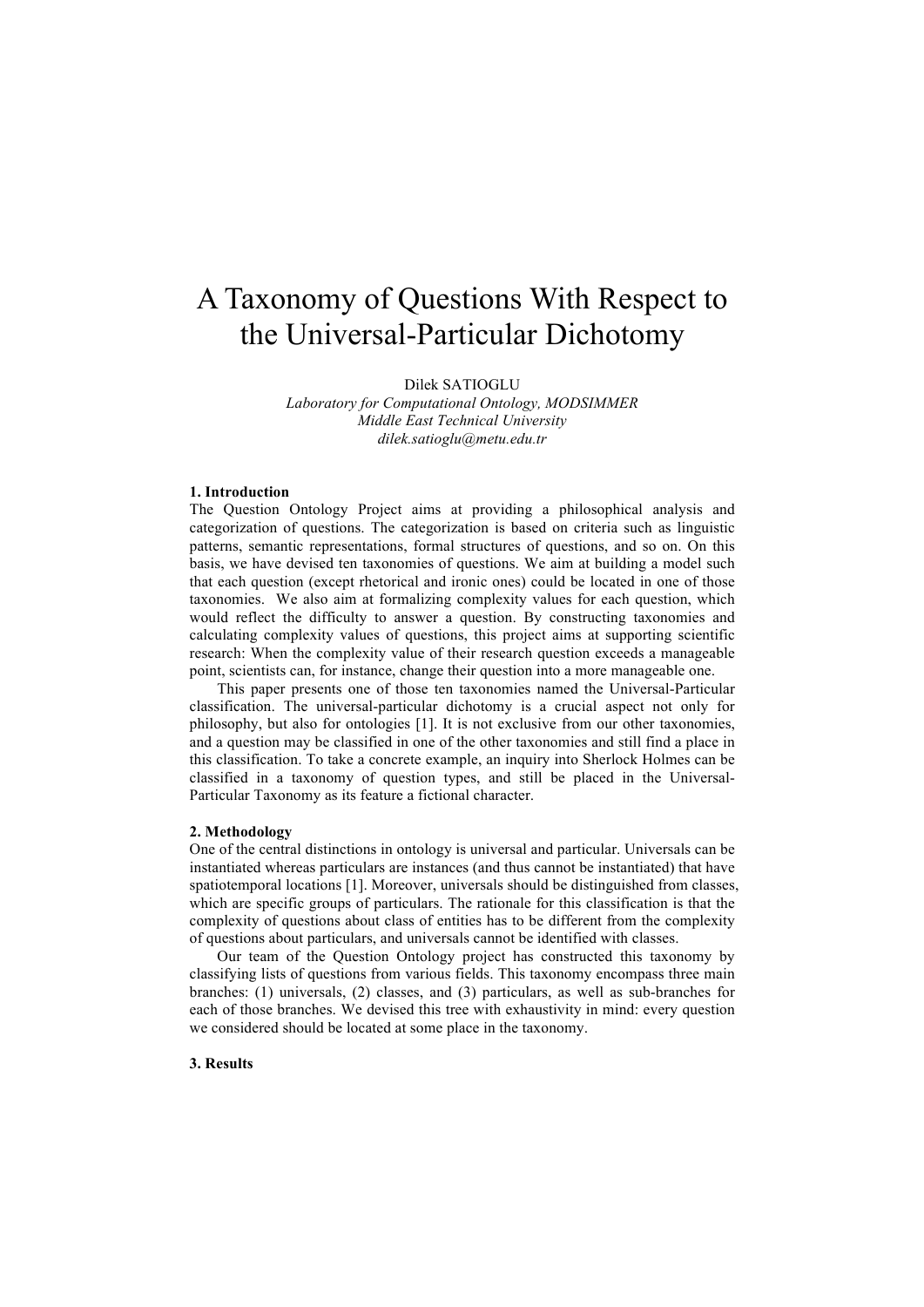# A Taxonomy of Questions With Respect to the Universal-Particular Dichotomy

Dilek SATIOGLU

*Laboratory for Computational Ontology, MODSIMMER*
*Middle East Technical University*
*dilek.satioglu@metu.edu.tr*

## 1. Introduction

The Question Ontology Project aims at providing a philosophical analysis and categorization of questions. The categorization is based on criteria such as linguistic patterns, semantic representations, formal structures of questions, and so on. On this basis, we have devised ten taxonomies of questions. We aim at building a model such that each question (except rhetorical and ironic ones) could be located in one of those taxonomies. We also aim at formalizing complexity values for each question, which would reflect the difficulty to answer a question. By constructing taxonomies and calculating complexity values of questions, this project aims at supporting scientific research: When the complexity value of their research question exceeds a manageable point, scientists can, for instance, change their question into a more manageable one.

This paper presents one of those ten taxonomies named the Universal-Particular classification. The universal-particular dichotomy is a crucial aspect not only for philosophy, but also for ontologies [1]. It is not exclusive from our other taxonomies, and a question may be classified in one of the other taxonomies and still find a place in this classification. To take a concrete example, an inquiry into Sherlock Holmes can be classified in a taxonomy of question types, and still be placed in the Universal-Particular Taxonomy as its feature a fictional character.

## 2. Methodology

One of the central distinctions in ontology is universal and particular. Universals can be instantiated whereas particulars are instances (and thus cannot be instantiated) that have spatiotemporal locations [1]. Moreover, universals should be distinguished from classes, which are specific groups of particulars. The rationale for this classification is that the complexity of questions about class of entities has to be different from the complexity of questions about particulars, and universals cannot be identified with classes.

Our team of the Question Ontology project has constructed this taxonomy by classifying lists of questions from various fields. This taxonomy encompass three main branches: (1) universals, (2) classes, and (3) particulars, as well as sub-branches for each of those branches. We devised this tree with exhaustivity in mind: every question we considered should be located at some place in the taxonomy.

## 3. Results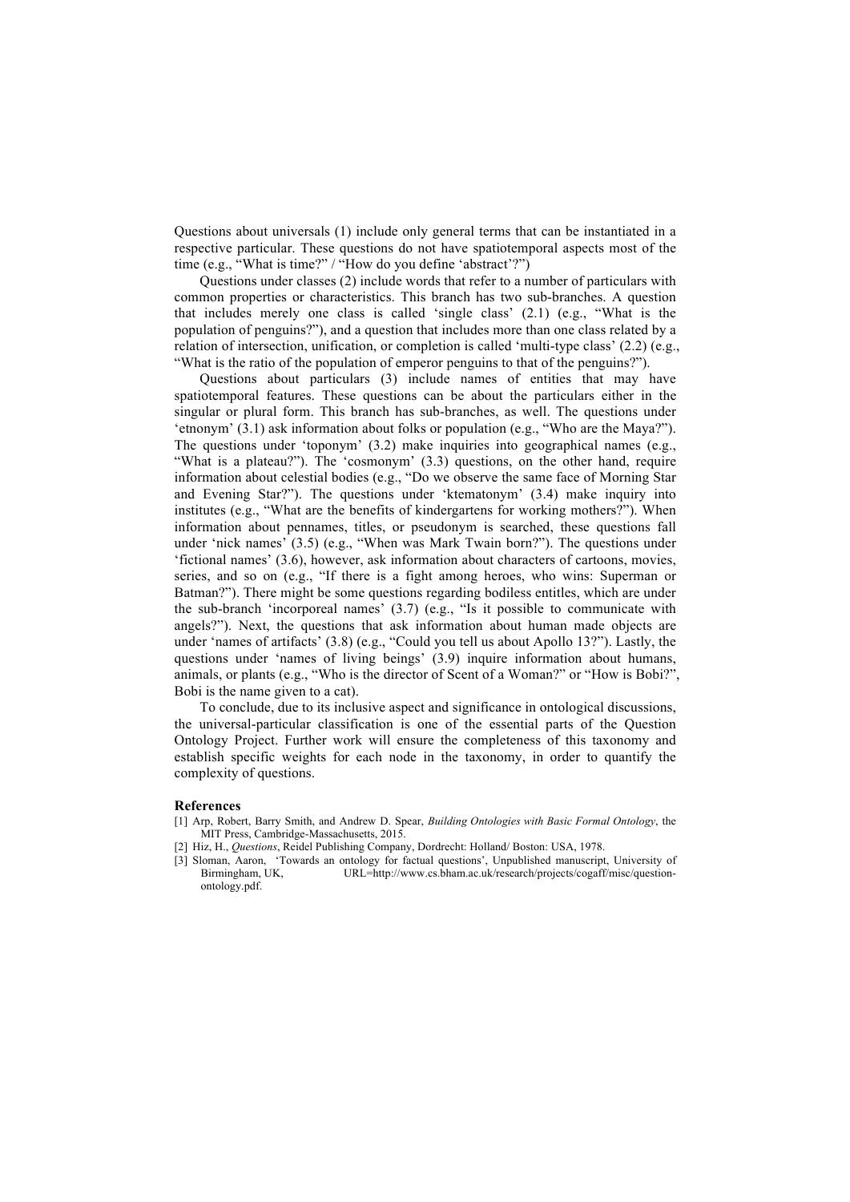Questions about universals (1) include only general terms that can be instantiated in a respective particular. These questions do not have spatiotemporal aspects most of the time (e.g., "What is time?" / "How do you define 'abstract'?")

Questions under classes (2) include words that refer to a number of particulars with common properties or characteristics. This branch has two sub-branches. A question that includes merely one class is called 'single class' (2.1) (e.g., "What is the population of penguins?"), and a question that includes more than one class related by a relation of intersection, unification, or completion is called 'multi-type class' (2.2) (e.g., "What is the ratio of the population of emperor penguins to that of the penguins?").

Questions about particulars (3) include names of entities that may have spatiotemporal features. These questions can be about the particulars either in the singular or plural form. This branch has sub-branches, as well. The questions under 'etnonym' (3.1) ask information about folks or population (e.g., "Who are the Maya?"). The questions under 'toponym' (3.2) make inquiries into geographical names (e.g., "What is a plateau?"). The 'cosmonym' (3.3) questions, on the other hand, require information about celestial bodies (e.g., "Do we observe the same face of Morning Star and Evening Star?"). The questions under 'ktematonym' (3.4) make inquiry into institutes (e.g., "What are the benefits of kindergartens for working mothers?"). When information about pennames, titles, or pseudonym is searched, these questions fall under 'nick names' (3.5) (e.g., "When was Mark Twain born?"). The questions under 'fictional names' (3.6), however, ask information about characters of cartoons, movies, series, and so on (e.g., "If there is a fight among heroes, who wins: Superman or Batman?"). There might be some questions regarding bodiless entitles, which are under the sub-branch 'incorporeal names' (3.7) (e.g., "Is it possible to communicate with angels?"). Next, the questions that ask information about human made objects are under 'names of artifacts' (3.8) (e.g., "Could you tell us about Apollo 13?"). Lastly, the questions under 'names of living beings' (3.9) inquire information about humans, animals, or plants (e.g., "Who is the director of Scent of a Woman?" or "How is Bobi?", Bobi is the name given to a cat).

To conclude, due to its inclusive aspect and significance in ontological discussions, the universal-particular classification is one of the essential parts of the Question Ontology Project. Further work will ensure the completeness of this taxonomy and establish specific weights for each node in the taxonomy, in order to quantify the complexity of questions.

**References**

[1] Arp, Robert, Barry Smith, and Andrew D. Spear, *Building Ontologies with Basic Formal Ontology*, the MIT Press, Cambridge-Massachusetts, 2015.

[2] Hiz, H., *Questions*, Reidel Publishing Company, Dordrecht: Holland/ Boston: USA, 1978.

[3] Sloman, Aaron, 'Towards an ontology for factual questions', Unpublished manuscript, University of Birmingham, UK, URL=http://www.cs.bham.ac.uk/research/projects/cogaff/misc/question-ontology.pdf.